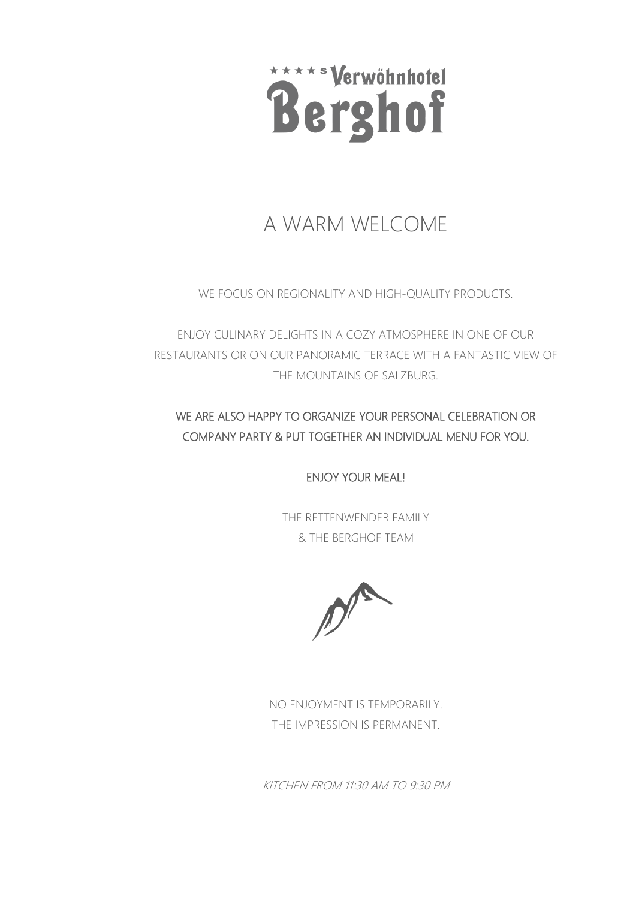# ★★★★S Verwöhnhotel Berghof

## A WARM WELCOME

WE FOCUS ON REGIONALITY AND HIGH-QUALITY PRODUCTS.

ENJOY CULINARY DELIGHTS IN A COZY ATMOSPHERE IN ONE OF OUR RESTAURANTS OR ON OUR PANORAMIC TERRACE WITH A FANTASTIC VIEW OF THE MOUNTAINS OF SALZBURG.

WE ARE ALSO HAPPY TO ORGANIZE YOUR PERSONAL CELEBRATION OR COMPANY PARTY & PUT TOGETHER AN INDIVIDUAL MENU FOR YOU.

ENJOY YOUR MEAL!

THE RETTENWENDER FAMILY
& THE BERGHOF TEAM

NO ENJOYMENT IS TEMPORARILY.
THE IMPRESSION IS PERMANENT.

*KITCHEN FROM 11:30 AM TO 9:30 PM*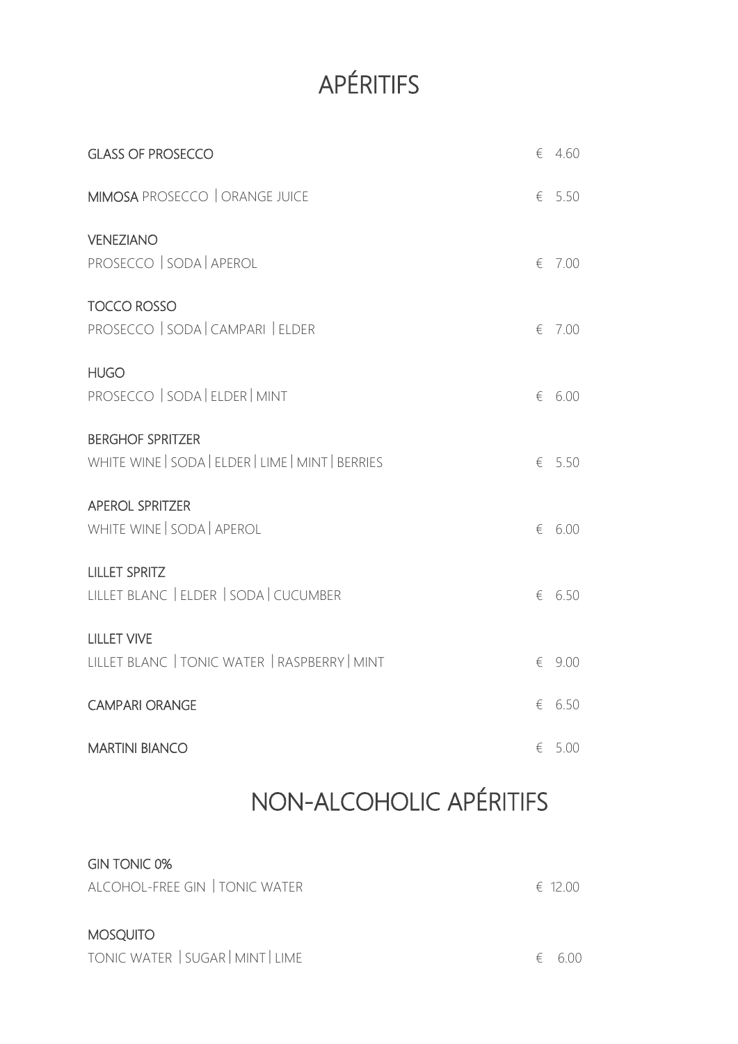# APÉRITIFS

**GLASS OF PROSECCO** € 4.60

**MIMOSA** PROSECCO | ORANGE JUICE € 5.50

**VENEZIANO**
PROSECCO | SODA | APEROL € 7.00

**TOCCO ROSSO**
PROSECCO | SODA | CAMPARI | ELDER € 7.00

**HUGO**
PROSECCO | SODA | ELDER | MINT € 6.00

**BERGHOF SPRITZER**
WHITE WINE | SODA | ELDER | LIME | MINT | BERRIES € 5.50

**APEROL SPRITZER**
WHITE WINE | SODA | APEROL € 6.00

**LILLET SPRITZ**
LILLET BLANC | ELDER | SODA | CUCUMBER € 6.50

**LILLET VIVE**
LILLET BLANC | TONIC WATER | RASPBERRY | MINT € 9.00

**CAMPARI ORANGE** € 6.50

**MARTINI BIANCO** € 5.00

# NON-ALCOHOLIC APÉRITIFS

**GIN TONIC 0%**
ALCOHOL-FREE GIN | TONIC WATER € 12.00

**MOSQUITO**
TONIC WATER | SUGAR | MINT | LIME € 6.00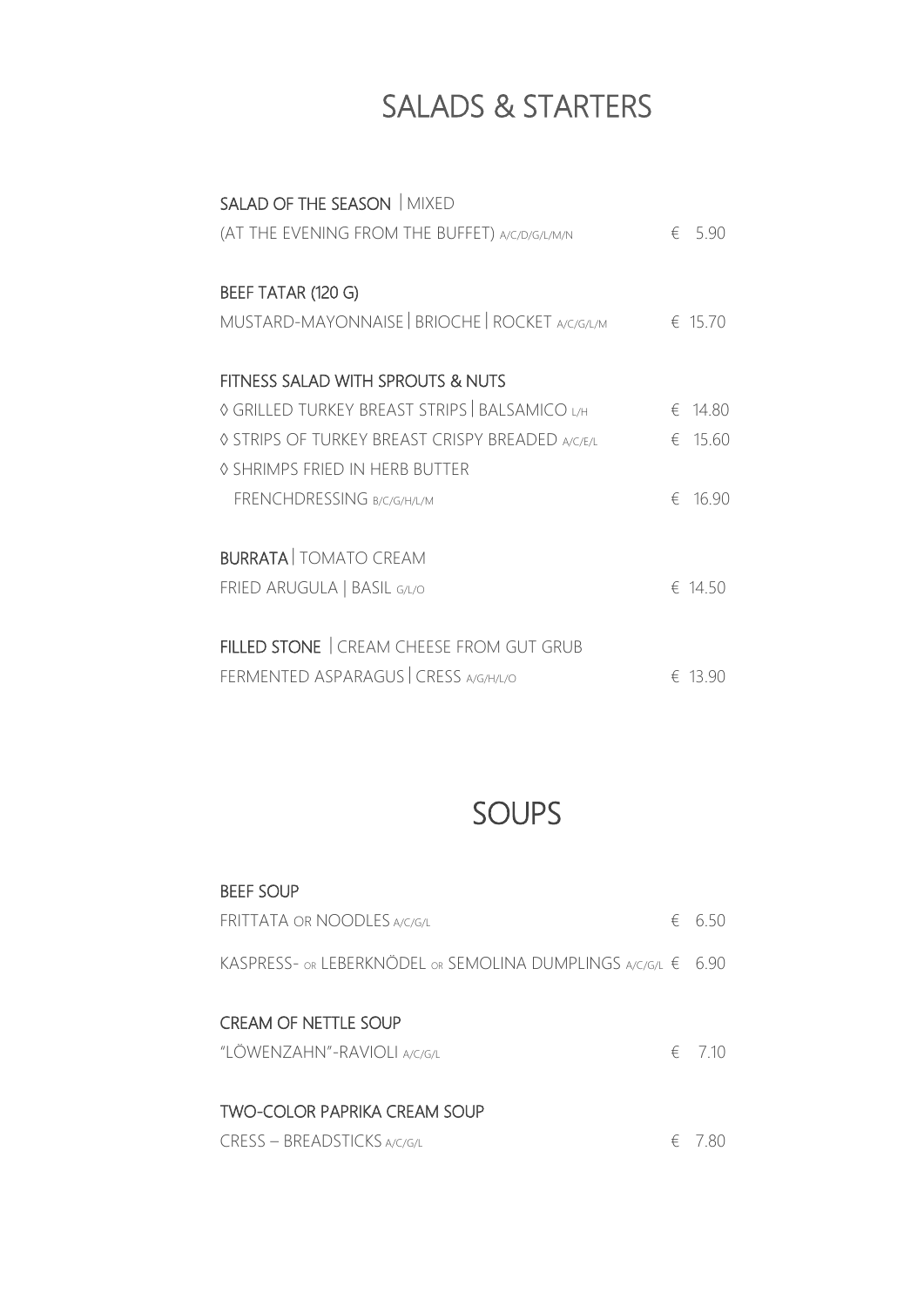# SALADS & STARTERS

**SALAD OF THE SEASON** | MIXED
(AT THE EVENING FROM THE BUFFET) A/C/D/G/L/M/N — € 5.90

**BEEF TATAR (120 G)**
MUSTARD-MAYONNAISE | BRIOCHE | ROCKET A/C/G/L/M — € 15.70

**FITNESS SALAD WITH SPROUTS & NUTS**
◊ GRILLED TURKEY BREAST STRIPS | BALSAMICO L/H — € 14.80
◊ STRIPS OF TURKEY BREAST CRISPY BREADED A/C/E/L — € 15.60
◊ SHRIMPS FRIED IN HERB BUTTER
FRENCHDRESSING B/C/G/H/L/M — € 16.90

**BURRATA** | TOMATO CREAM
FRIED ARUGULA | BASIL G/L/O — € 14.50

**FILLED STONE** | CREAM CHEESE FROM GUT GRUB
FERMENTED ASPARAGUS | CRESS A/G/H/L/O — € 13.90

# SOUPS

**BEEF SOUP**
FRITTATA OR NOODLES A/C/G/L — € 6.50
KASPRESS- OR LEBERKNÖDEL OR SEMOLINA DUMPLINGS A/C/G/L — € 6.90

**CREAM OF NETTLE SOUP**
"LÖWENZAHN"-RAVIOLI A/C/G/L — € 7.10

**TWO-COLOR PAPRIKA CREAM SOUP**
CRESS – BREADSTICKS A/C/G/L — € 7.80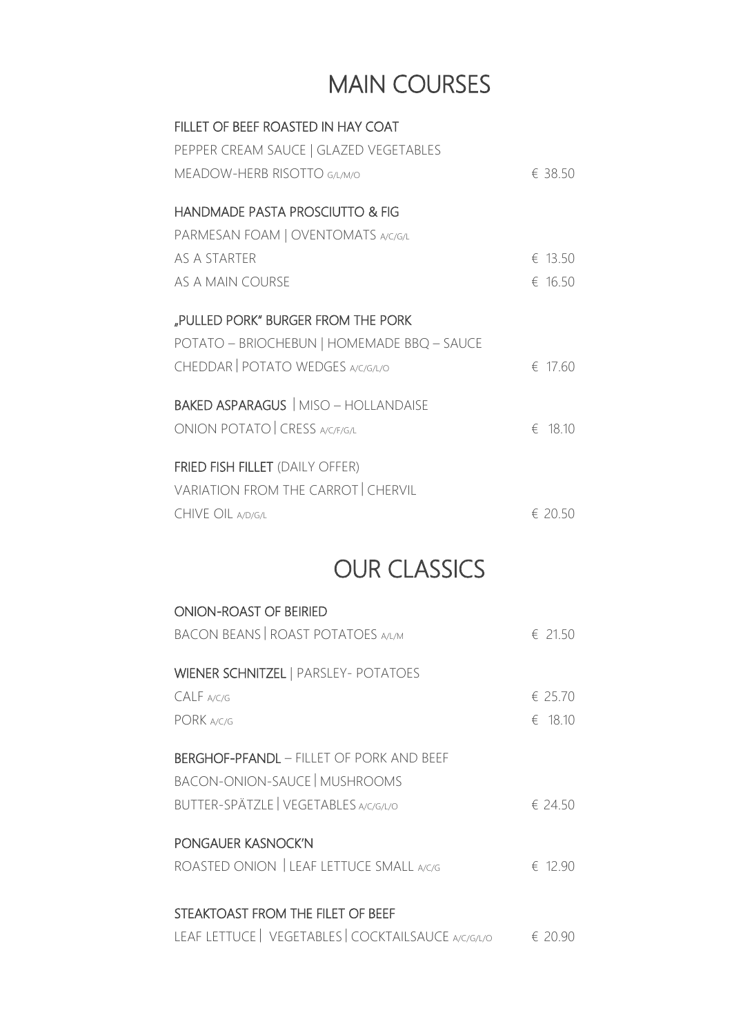# MAIN COURSES

**FILLET OF BEEF ROASTED IN HAY COAT**
PEPPER CREAM SAUCE | GLAZED VEGETABLES
MEADOW-HERB RISOTTO G/L/M/O — € 38.50

**HANDMADE PASTA PROSCIUTTO & FIG**
PARMESAN FOAM | OVENTOMATS A/C/G/L
AS A STARTER — € 13.50
AS A MAIN COURSE — € 16.50

**„PULLED PORK" BURGER FROM THE PORK**
POTATO – BRIOCHEBUN | HOMEMADE BBQ – SAUCE
CHEDDAR | POTATO WEDGES A/C/G/L/O — € 17.60

**BAKED ASPARAGUS** | MISO – HOLLANDAISE
ONION POTATO | CRESS A/C/F/G/L — € 18.10

**FRIED FISH FILLET** (DAILY OFFER)
VARIATION FROM THE CARROT | CHERVIL
CHIVE OIL A/D/G/L — € 20.50

# OUR CLASSICS

**ONION-ROAST OF BEIRIED**
BACON BEANS | ROAST POTATOES A/L/M — € 21.50

**WIENER SCHNITZEL** | PARSLEY- POTATOES
CALF A/C/G — € 25.70
PORK A/C/G — € 18.10

**BERGHOF-PFANDL** – FILLET OF PORK AND BEEF
BACON-ONION-SAUCE | MUSHROOMS
BUTTER-SPÄTZLE | VEGETABLES A/C/G/L/O — € 24.50

**PONGAUER KASNOCK'N**
ROASTED ONION | LEAF LETTUCE SMALL A/C/G — € 12.90

**STEAKTOAST FROM THE FILET OF BEEF**
LEAF LETTUCE | VEGETABLES | COCKTAILSAUCE A/C/G/L/O — € 20.90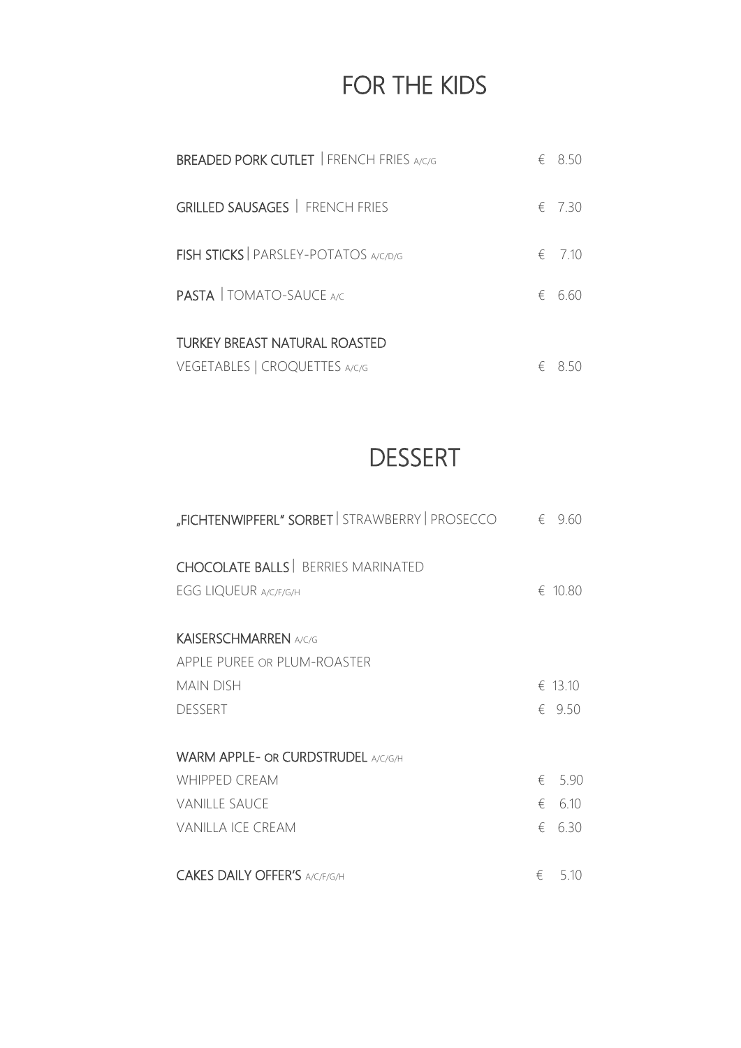# FOR THE KIDS

| | |
|---|---|
| **BREADED PORK CUTLET** \| FRENCH FRIES A/C/G | € 8.50 |
| **GRILLED SAUSAGES** \| FRENCH FRIES | € 7.30 |
| **FISH STICKS** \| PARSLEY-POTATOS A/C/D/G | € 7.10 |
| **PASTA** \| TOMATO-SAUCE A/C | € 6.60 |
| **TURKEY BREAST NATURAL ROASTED** VEGETABLES \| CROQUETTES A/C/G | € 8.50 |

# DESSERT

| | |
|---|---|
| **„FICHTENWIPFERL" SORBET** \| STRAWBERRY \| PROSECCO | € 9.60 |
| **CHOCOLATE BALLS** \| BERRIES MARINATED EGG LIQUEUR A/C/F/G/H | € 10.80 |
| **KAISERSCHMARREN** A/C/G | |
| APPLE PUREE OR PLUM-ROASTER | |
| MAIN DISH | € 13.10 |
| DESSERT | € 9.50 |
| **WARM APPLE- OR CURDSTRUDEL** A/C/G/H | |
| WHIPPED CREAM | € 5.90 |
| VANILLE SAUCE | € 6.10 |
| VANILLA ICE CREAM | € 6.30 |
| **CAKES DAILY OFFER'S** A/C/F/G/H | € 5.10 |